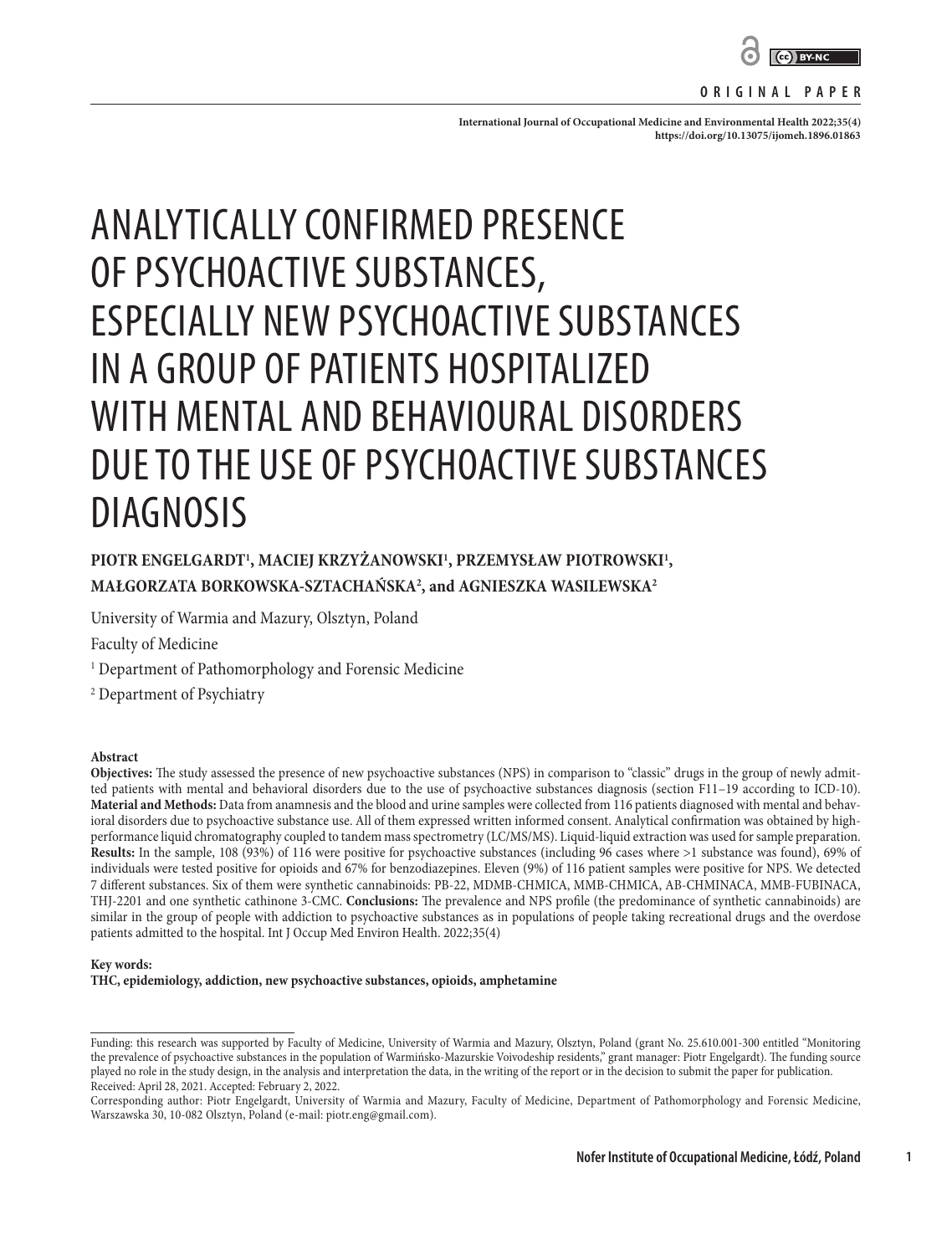ORIGINAL PAPER

# ANALYTICALLY CONFIRMED PRESENCE OF PSYCHOACTIVE SUBSTANCES, ESPECIALLY NEW PSYCHOACTIVE SUBSTANCES IN A GROUP OF PATIENTS HOSPITALIZED WITH MENTAL AND BEHAVIOURAL DISORDERS DUE TO THE USE OF PSYCHOACTIVE SUBSTANCES DIAGNOSIS

**PIOTR ENGELGARDT[1], MACIEJ KRZYŻANOWSKI[1], PRZEMYSŁAW PIOTROWSKI[1], MAŁGORZATA BORKOWSKA-SZTACHAŃSKA[2], and AGNIESZKA WASILEWSKA[2]**

University of Warmia and Mazury, Olsztyn, Poland

Faculty of Medicine

[1] Department of Pathomorphology and Forensic Medicine

[2] Department of Psychiatry

### Abstract

**Objectives:** The study assessed the presence of new psychoactive substances (NPS) in comparison to "classic" drugs in the group of newly admitted patients with mental and behavioral disorders due to the use of psychoactive substances diagnosis (section F11–19 according to ICD-10). **Material and Methods:** Data from anamnesis and the blood and urine samples were collected from 116 patients diagnosed with mental and behavioral disorders due to psychoactive substance use. All of them expressed written informed consent. Analytical confirmation was obtained by high-performance liquid chromatography coupled to tandem mass spectrometry (LC/MS/MS). Liquid-liquid extraction was used for sample preparation. **Results:** In the sample, 108 (93%) of 116 were positive for psychoactive substances (including 96 cases where >1 substance was found), 69% of individuals were tested positive for opioids and 67% for benzodiazepines. Eleven (9%) of 116 patient samples were positive for NPS. We detected 7 different substances. Six of them were synthetic cannabinoids: PB-22, MDMB-CHMICA, MMB-CHMICA, AB-CHMINACA, MMB-FUBINACA, THJ-2201 and one synthetic cathinone 3-CMC. **Conclusions:** The prevalence and NPS profile (the predominance of synthetic cannabinoids) are similar in the group of people with addiction to psychoactive substances as in populations of people taking recreational drugs and the overdose patients admitted to the hospital. Int J Occup Med Environ Health. 2022;35(4)

### Key words:

**THC, epidemiology, addiction, new psychoactive substances, opioids, amphetamine**

---

Funding: this research was supported by Faculty of Medicine, University of Warmia and Mazury, Olsztyn, Poland (grant No. 25.610.001-300 entitled "Monitoring the prevalence of psychoactive substances in the population of Warmińsko-Mazurskie Voivodeship residents," grant manager: Piotr Engelgardt). The funding source played no role in the study design, in the analysis and interpretation the data, in the writing of the report or in the decision to submit the paper for publication.
Received: April 28, 2021. Accepted: February 2, 2022.

Corresponding author: Piotr Engelgardt, University of Warmia and Mazury, Faculty of Medicine, Department of Pathomorphology and Forensic Medicine, Warszawska 30, 10-082 Olsztyn, Poland (e-mail: piotr.eng@gmail.com).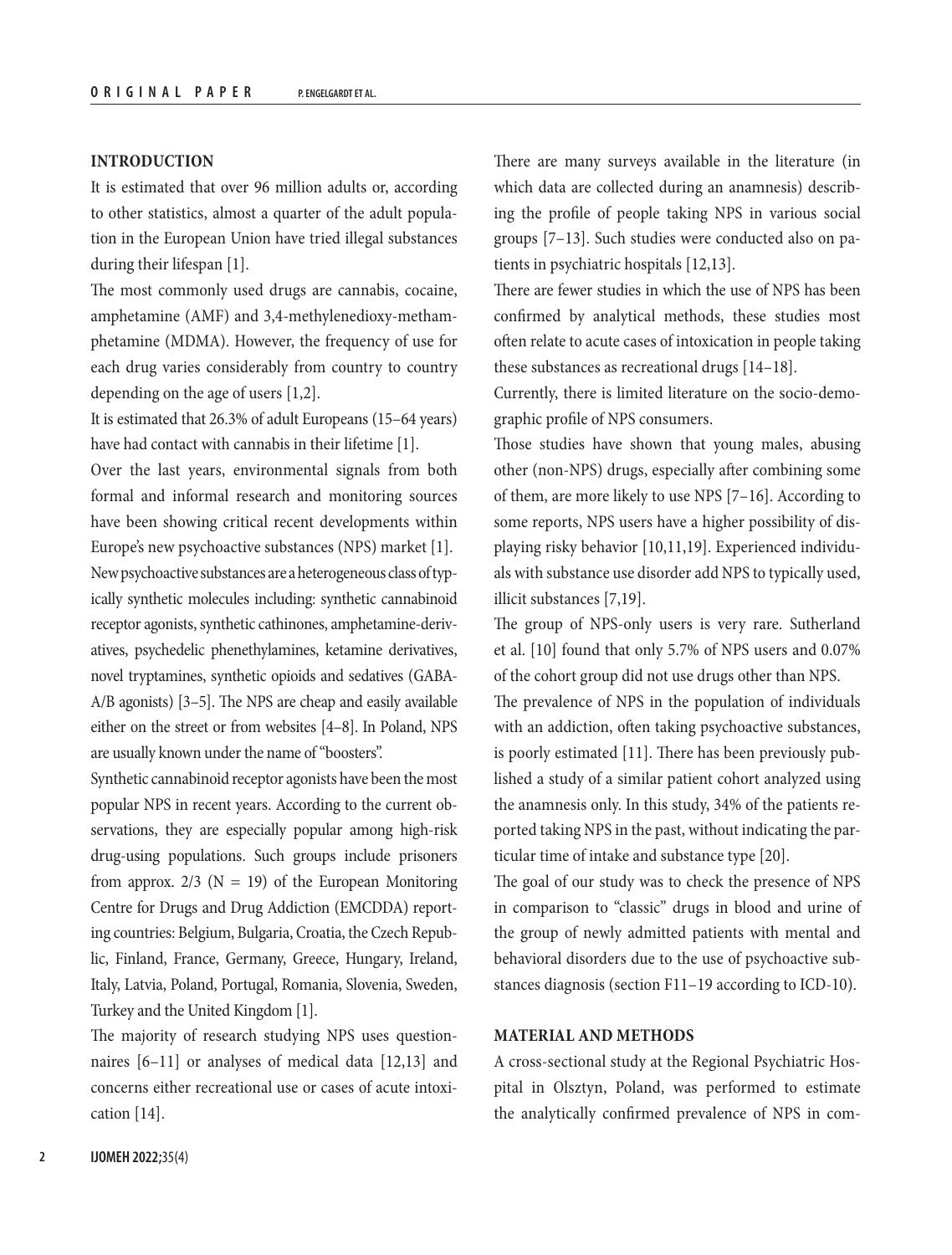## INTRODUCTION

It is estimated that over 96 million adults or, according to other statistics, almost a quarter of the adult population in the European Union have tried illegal substances during their lifespan [1].

The most commonly used drugs are cannabis, cocaine, amphetamine (AMF) and 3,4-methylenedioxy-methamphetamine (MDMA). However, the frequency of use for each drug varies considerably from country to country depending on the age of users [1,2].

It is estimated that 26.3% of adult Europeans (15–64 years) have had contact with cannabis in their lifetime [1].

Over the last years, environmental signals from both formal and informal research and monitoring sources have been showing critical recent developments within Europe's new psychoactive substances (NPS) market [1].

New psychoactive substances are a heterogeneous class of typically synthetic molecules including: synthetic cannabinoid receptor agonists, synthetic cathinones, amphetamine-derivatives, psychedelic phenethylamines, ketamine derivatives, novel tryptamines, synthetic opioids and sedatives (GABA-A/B agonists) [3–5]. The NPS are cheap and easily available either on the street or from websites [4–8]. In Poland, NPS are usually known under the name of "boosters".

Synthetic cannabinoid receptor agonists have been the most popular NPS in recent years. According to the current observations, they are especially popular among high-risk drug-using populations. Such groups include prisoners from approx. 2/3 (N = 19) of the European Monitoring Centre for Drugs and Drug Addiction (EMCDDA) reporting countries: Belgium, Bulgaria, Croatia, the Czech Republic, Finland, France, Germany, Greece, Hungary, Ireland, Italy, Latvia, Poland, Portugal, Romania, Slovenia, Sweden, Turkey and the United Kingdom [1].

The majority of research studying NPS uses questionnaires [6–11] or analyses of medical data [12,13] and concerns either recreational use or cases of acute intoxication [14].

There are many surveys available in the literature (in which data are collected during an anamnesis) describing the profile of people taking NPS in various social groups [7–13]. Such studies were conducted also on patients in psychiatric hospitals [12,13].

There are fewer studies in which the use of NPS has been confirmed by analytical methods, these studies most often relate to acute cases of intoxication in people taking these substances as recreational drugs [14–18].

Currently, there is limited literature on the socio-demographic profile of NPS consumers.

Those studies have shown that young males, abusing other (non-NPS) drugs, especially after combining some of them, are more likely to use NPS [7–16]. According to some reports, NPS users have a higher possibility of displaying risky behavior [10,11,19]. Experienced individuals with substance use disorder add NPS to typically used, illicit substances [7,19].

The group of NPS-only users is very rare. Sutherland et al. [10] found that only 5.7% of NPS users and 0.07% of the cohort group did not use drugs other than NPS.

The prevalence of NPS in the population of individuals with an addiction, often taking psychoactive substances, is poorly estimated [11]. There has been previously published a study of a similar patient cohort analyzed using the anamnesis only. In this study, 34% of the patients reported taking NPS in the past, without indicating the particular time of intake and substance type [20].

The goal of our study was to check the presence of NPS in comparison to "classic" drugs in blood and urine of the group of newly admitted patients with mental and behavioral disorders due to the use of psychoactive substances diagnosis (section F11–19 according to ICD-10).

## MATERIAL AND METHODS

A cross-sectional study at the Regional Psychiatric Hospital in Olsztyn, Poland, was performed to estimate the analytically confirmed prevalence of NPS in com-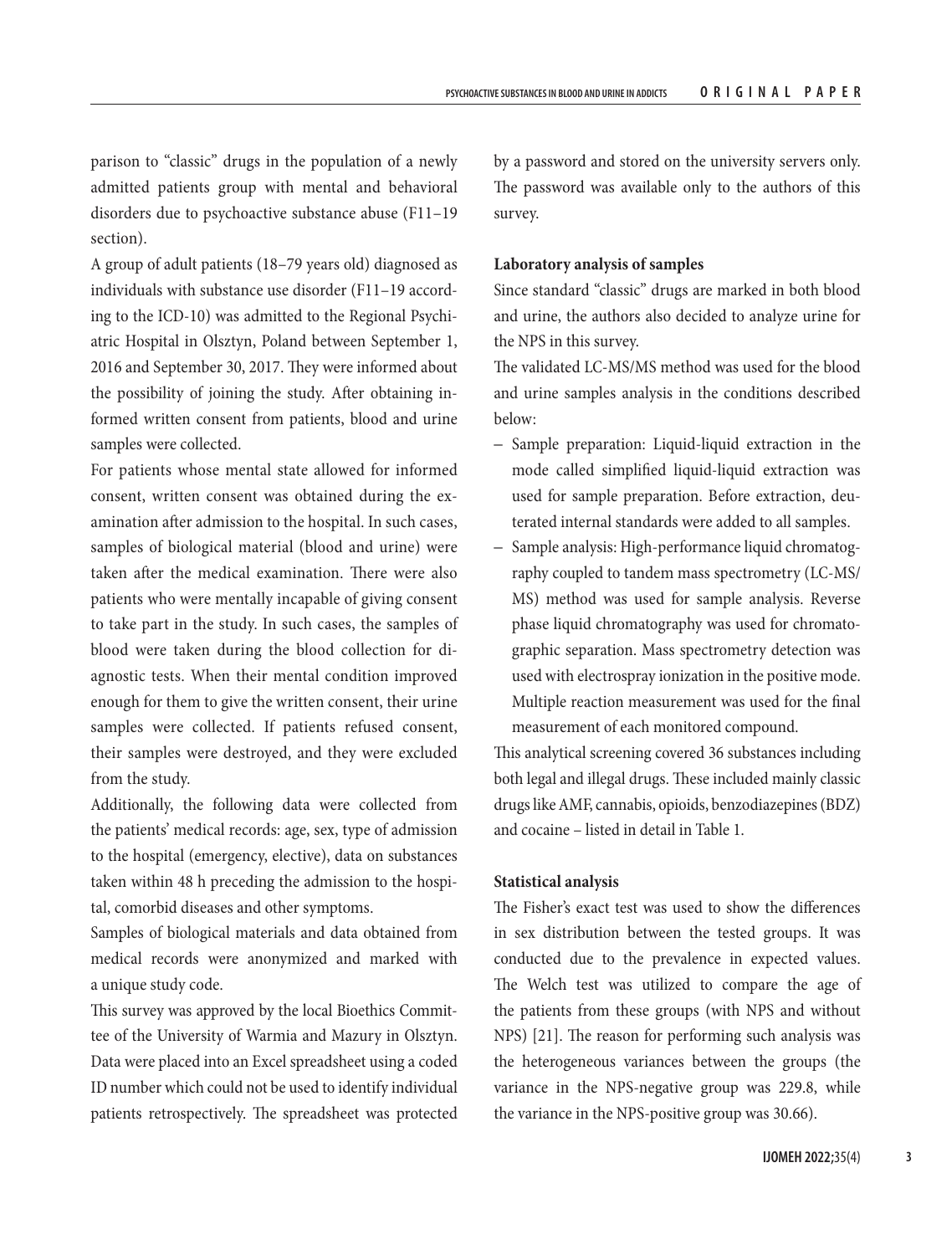parison to "classic" drugs in the population of a newly admitted patients group with mental and behavioral disorders due to psychoactive substance abuse (F11–19 section).

A group of adult patients (18–79 years old) diagnosed as individuals with substance use disorder (F11–19 according to the ICD-10) was admitted to the Regional Psychiatric Hospital in Olsztyn, Poland between September 1, 2016 and September 30, 2017. They were informed about the possibility of joining the study. After obtaining informed written consent from patients, blood and urine samples were collected.

For patients whose mental state allowed for informed consent, written consent was obtained during the examination after admission to the hospital. In such cases, samples of biological material (blood and urine) were taken after the medical examination. There were also patients who were mentally incapable of giving consent to take part in the study. In such cases, the samples of blood were taken during the blood collection for diagnostic tests. When their mental condition improved enough for them to give the written consent, their urine samples were collected. If patients refused consent, their samples were destroyed, and they were excluded from the study.

Additionally, the following data were collected from the patients' medical records: age, sex, type of admission to the hospital (emergency, elective), data on substances taken within 48 h preceding the admission to the hospital, comorbid diseases and other symptoms.

Samples of biological materials and data obtained from medical records were anonymized and marked with a unique study code.

This survey was approved by the local Bioethics Committee of the University of Warmia and Mazury in Olsztyn. Data were placed into an Excel spreadsheet using a coded ID number which could not be used to identify individual patients retrospectively. The spreadsheet was protected by a password and stored on the university servers only. The password was available only to the authors of this survey.

### Laboratory analysis of samples

Since standard "classic" drugs are marked in both blood and urine, the authors also decided to analyze urine for the NPS in this survey.

The validated LC-MS/MS method was used for the blood and urine samples analysis in the conditions described below:

- Sample preparation: Liquid-liquid extraction in the mode called simplified liquid-liquid extraction was used for sample preparation. Before extraction, deuterated internal standards were added to all samples.
- Sample analysis: High-performance liquid chromatography coupled to tandem mass spectrometry (LC-MS/MS) method was used for sample analysis. Reverse phase liquid chromatography was used for chromatographic separation. Mass spectrometry detection was used with electrospray ionization in the positive mode. Multiple reaction measurement was used for the final measurement of each monitored compound.

This analytical screening covered 36 substances including both legal and illegal drugs. These included mainly classic drugs like AMF, cannabis, opioids, benzodiazepines (BDZ) and cocaine – listed in detail in Table 1.

### Statistical analysis

The Fisher's exact test was used to show the differences in sex distribution between the tested groups. It was conducted due to the prevalence in expected values. The Welch test was utilized to compare the age of the patients from these groups (with NPS and without NPS) [21]. The reason for performing such analysis was the heterogeneous variances between the groups (the variance in the NPS-negative group was 229.8, while the variance in the NPS-positive group was 30.66).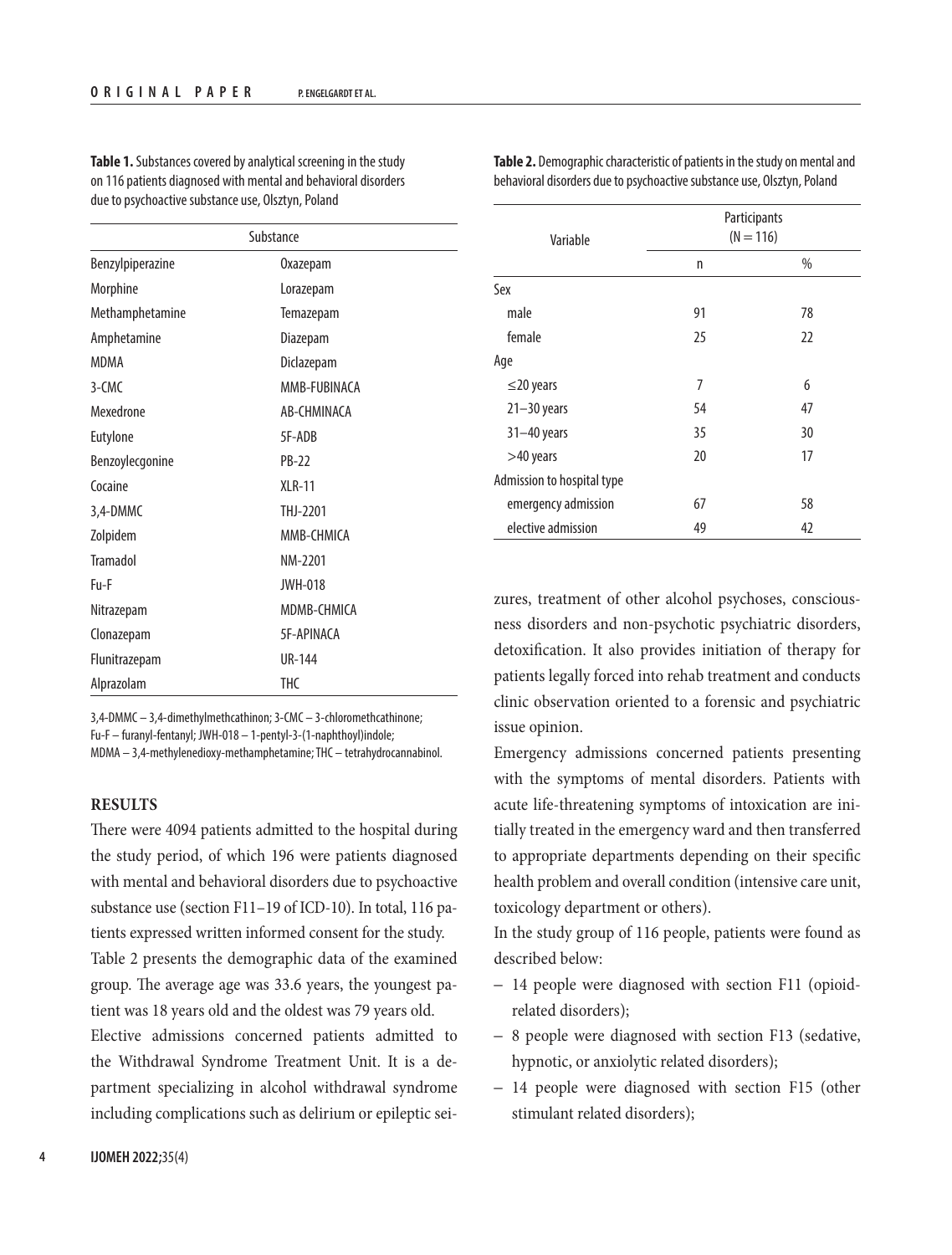**Table 1.** Substances covered by analytical screening in the study on 116 patients diagnosed with mental and behavioral disorders due to psychoactive substance use, Olsztyn, Poland

| Substance | |
|---|---|
| Benzylpiperazine | Oxazepam |
| Morphine | Lorazepam |
| Methamphetamine | Temazepam |
| Amphetamine | Diazepam |
| MDMA | Diclazepam |
| 3-CMC | MMB-FUBINACA |
| Mexedrone | AB-CHMINACA |
| Eutylone | 5F-ADB |
| Benzoylecgonine | PB-22 |
| Cocaine | XLR-11 |
| 3,4-DMMC | THJ-2201 |
| Zolpidem | MMB-CHMICA |
| Tramadol | NM-2201 |
| Fu-F | JWH-018 |
| Nitrazepam | MDMB-CHMICA |
| Clonazepam | 5F-APINACA |
| Flunitrazepam | UR-144 |
| Alprazolam | THC |

3,4-DMMC – 3,4-dimethylmethcathinon; 3-CMC – 3-chloromethcathinone; Fu-F – furanyl-fentanyl; JWH-018 – 1-pentyl-3-(1-naphthoyl)indole; MDMA – 3,4-methylenedioxy-methamphetamine; THC – tetrahydrocannabinol.

## RESULTS

There were 4094 patients admitted to the hospital during the study period, of which 196 were patients diagnosed with mental and behavioral disorders due to psychoactive substance use (section F11–19 of ICD-10). In total, 116 patients expressed written informed consent for the study.

Table 2 presents the demographic data of the examined group. The average age was 33.6 years, the youngest patient was 18 years old and the oldest was 79 years old.

Elective admissions concerned patients admitted to the Withdrawal Syndrome Treatment Unit. It is a department specializing in alcohol withdrawal syndrome including complications such as delirium or epileptic seizures, treatment of other alcohol psychoses, consciousness disorders and non-psychotic psychiatric disorders, detoxification. It also provides initiation of therapy for patients legally forced into rehab treatment and conducts clinic observation oriented to a forensic and psychiatric issue opinion.

**Table 2.** Demographic characteristic of patients in the study on mental and behavioral disorders due to psychoactive substance use, Olsztyn, Poland

| Variable | Participants (N = 116) | |
|---|---|---|
| | n | % |
| Sex | | |
| male | 91 | 78 |
| female | 25 | 22 |
| Age | | |
| ≤20 years | 7 | 6 |
| 21–30 years | 54 | 47 |
| 31–40 years | 35 | 30 |
| >40 years | 20 | 17 |
| Admission to hospital type | | |
| emergency admission | 67 | 58 |
| elective admission | 49 | 42 |

Emergency admissions concerned patients presenting with the symptoms of mental disorders. Patients with acute life-threatening symptoms of intoxication are initially treated in the emergency ward and then transferred to appropriate departments depending on their specific health problem and overall condition (intensive care unit, toxicology department or others).

In the study group of 116 people, patients were found as described below:

- 14 people were diagnosed with section F11 (opioid-related disorders);
- 8 people were diagnosed with section F13 (sedative, hypnotic, or anxiolytic related disorders);
- 14 people were diagnosed with section F15 (other stimulant related disorders);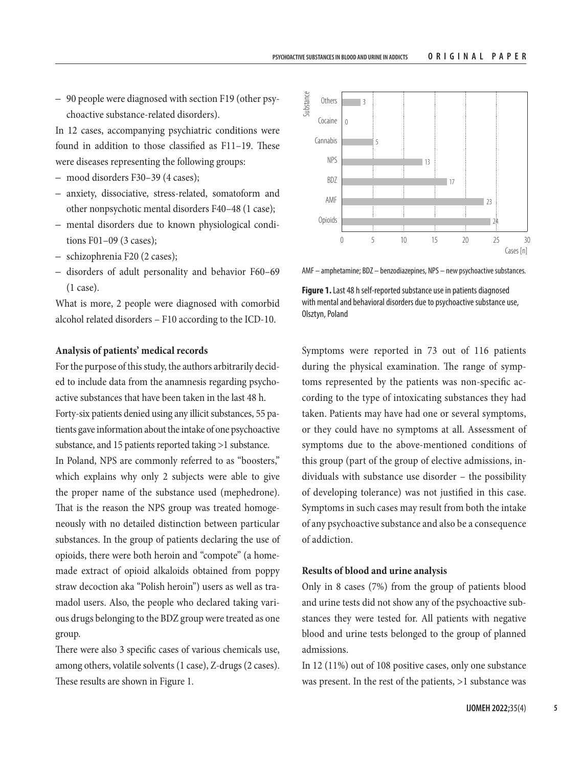– 90 people were diagnosed with section F19 (other psychoactive substance-related disorders).

In 12 cases, accompanying psychiatric conditions were found in addition to those classified as F11–19. These were diseases representing the following groups:

– mood disorders F30–39 (4 cases);
– anxiety, dissociative, stress-related, somatoform and other nonpsychotic mental disorders F40–48 (1 case);
– mental disorders due to known physiological conditions F01–09 (3 cases);
– schizophrenia F20 (2 cases);
– disorders of adult personality and behavior F60–69 (1 case).

What is more, 2 people were diagnosed with comorbid alcohol related disorders – F10 according to the ICD-10.

**Analysis of patients' medical records**

For the purpose of this study, the authors arbitrarily decided to include data from the anamnesis regarding psychoactive substances that have been taken in the last 48 h.

Forty-six patients denied using any illicit substances, 55 patients gave information about the intake of one psychoactive substance, and 15 patients reported taking >1 substance.

In Poland, NPS are commonly referred to as "boosters," which explains why only 2 subjects were able to give the proper name of the substance used (mephedrone). That is the reason the NPS group was treated homogeneously with no detailed distinction between particular substances. In the group of patients declaring the use of opioids, there were both heroin and "compote" (a homemade extract of opioid alkaloids obtained from poppy straw decoction aka "Polish heroin") users as well as tramadol users. Also, the people who declared taking various drugs belonging to the BDZ group were treated as one group.

There were also 3 specific cases of various chemicals use, among others, volatile solvents (1 case), Z-drugs (2 cases). These results are shown in Figure 1.

| Substance | Cases [n] |
|---|---|
| Others | 3 |
| Cocaine | 0 |
| Cannabis | 5 |
| NPS | 13 |
| BDZ | 17 |
| AMF | 23 |
| Opioids | 24 |

AMF – amphetamine; BDZ – benzodiazepines, NPS – new psychoactive substances.

**Figure 1.** Last 48 h self-reported substance use in patients diagnosed with mental and behavioral disorders due to psychoactive substance use, Olsztyn, Poland

Symptoms were reported in 73 out of 116 patients during the physical examination. The range of symptoms represented by the patients was non-specific according to the type of intoxicating substances they had taken. Patients may have had one or several symptoms, or they could have no symptoms at all. Assessment of symptoms due to the above-mentioned conditions of this group (part of the group of elective admissions, individuals with substance use disorder – the possibility of developing tolerance) was not justified in this case. Symptoms in such cases may result from both the intake of any psychoactive substance and also be a consequence of addiction.

**Results of blood and urine analysis**

Only in 8 cases (7%) from the group of patients blood and urine tests did not show any of the psychoactive substances they were tested for. All patients with negative blood and urine tests belonged to the group of planned admissions.

In 12 (11%) out of 108 positive cases, only one substance was present. In the rest of the patients, >1 substance was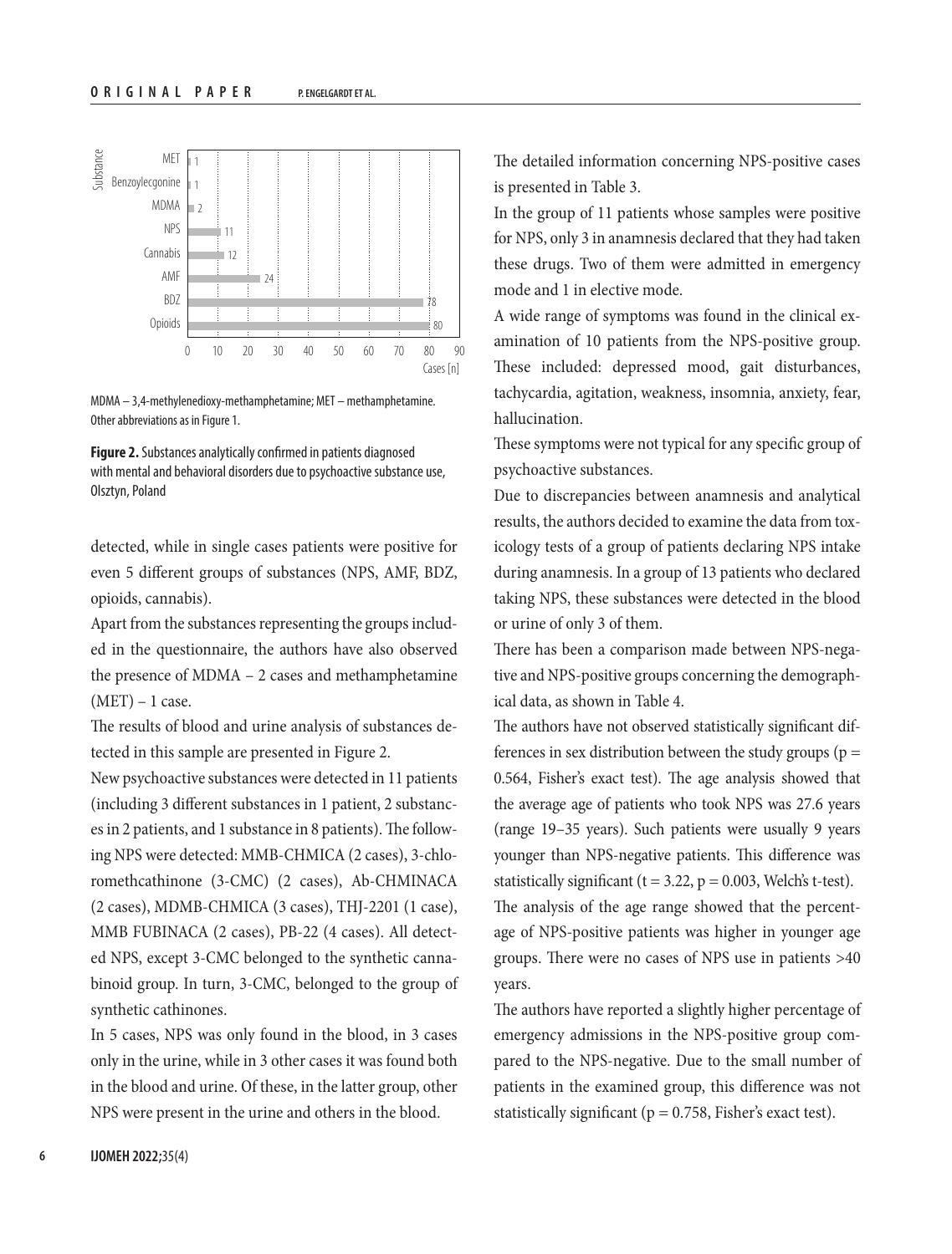Substance

| Substance | Cases [n] |
|---|---|
| MET | 1 |
| Benzoylecgonine | 1 |
| MDMA | 2 |
| NPS | 11 |
| Cannabis | 12 |
| AMF | 24 |
| BDZ | 78 |
| Opioids | 80 |

MDMA – 3,4-methylenedioxy-methamphetamine; MET – methamphetamine. Other abbreviations as in Figure 1.

**Figure 2.** Substances analytically confirmed in patients diagnosed with mental and behavioral disorders due to psychoactive substance use, Olsztyn, Poland

detected, while in single cases patients were positive for even 5 different groups of substances (NPS, AMF, BDZ, opioids, cannabis).

Apart from the substances representing the groups included in the questionnaire, the authors have also observed the presence of MDMA – 2 cases and methamphetamine (MET) – 1 case.

The results of blood and urine analysis of substances detected in this sample are presented in Figure 2.

New psychoactive substances were detected in 11 patients (including 3 different substances in 1 patient, 2 substances in 2 patients, and 1 substance in 8 patients). The following NPS were detected: MMB-CHMICA (2 cases), 3-chloromethcathinone (3-CMC) (2 cases), Ab-CHMINACA (2 cases), MDMB-CHMICA (3 cases), THJ-2201 (1 case), MMB FUBINACA (2 cases), PB-22 (4 cases). All detected NPS, except 3-CMC belonged to the synthetic cannabinoid group. In turn, 3-CMC, belonged to the group of synthetic cathinones.

In 5 cases, NPS was only found in the blood, in 3 cases only in the urine, while in 3 other cases it was found both in the blood and urine. Of these, in the latter group, other NPS were present in the urine and others in the blood.

The detailed information concerning NPS-positive cases is presented in Table 3.

In the group of 11 patients whose samples were positive for NPS, only 3 in anamnesis declared that they had taken these drugs. Two of them were admitted in emergency mode and 1 in elective mode.

A wide range of symptoms was found in the clinical examination of 10 patients from the NPS-positive group. These included: depressed mood, gait disturbances, tachycardia, agitation, weakness, insomnia, anxiety, fear, hallucination.

These symptoms were not typical for any specific group of psychoactive substances.

Due to discrepancies between anamnesis and analytical results, the authors decided to examine the data from toxicology tests of a group of patients declaring NPS intake during anamnesis. In a group of 13 patients who declared taking NPS, these substances were detected in the blood or urine of only 3 of them.

There has been a comparison made between NPS-negative and NPS-positive groups concerning the demographical data, as shown in Table 4.

The authors have not observed statistically significant differences in sex distribution between the study groups ($p = 0.564$, Fisher's exact test). The age analysis showed that the average age of patients who took NPS was 27.6 years (range 19–35 years). Such patients were usually 9 years younger than NPS-negative patients. This difference was statistically significant ($t = 3.22$, $p = 0.003$, Welch's t-test).

The analysis of the age range showed that the percentage of NPS-positive patients was higher in younger age groups. There were no cases of NPS use in patients >40 years.

The authors have reported a slightly higher percentage of emergency admissions in the NPS-positive group compared to the NPS-negative. Due to the small number of patients in the examined group, this difference was not statistically significant ($p = 0.758$, Fisher's exact test).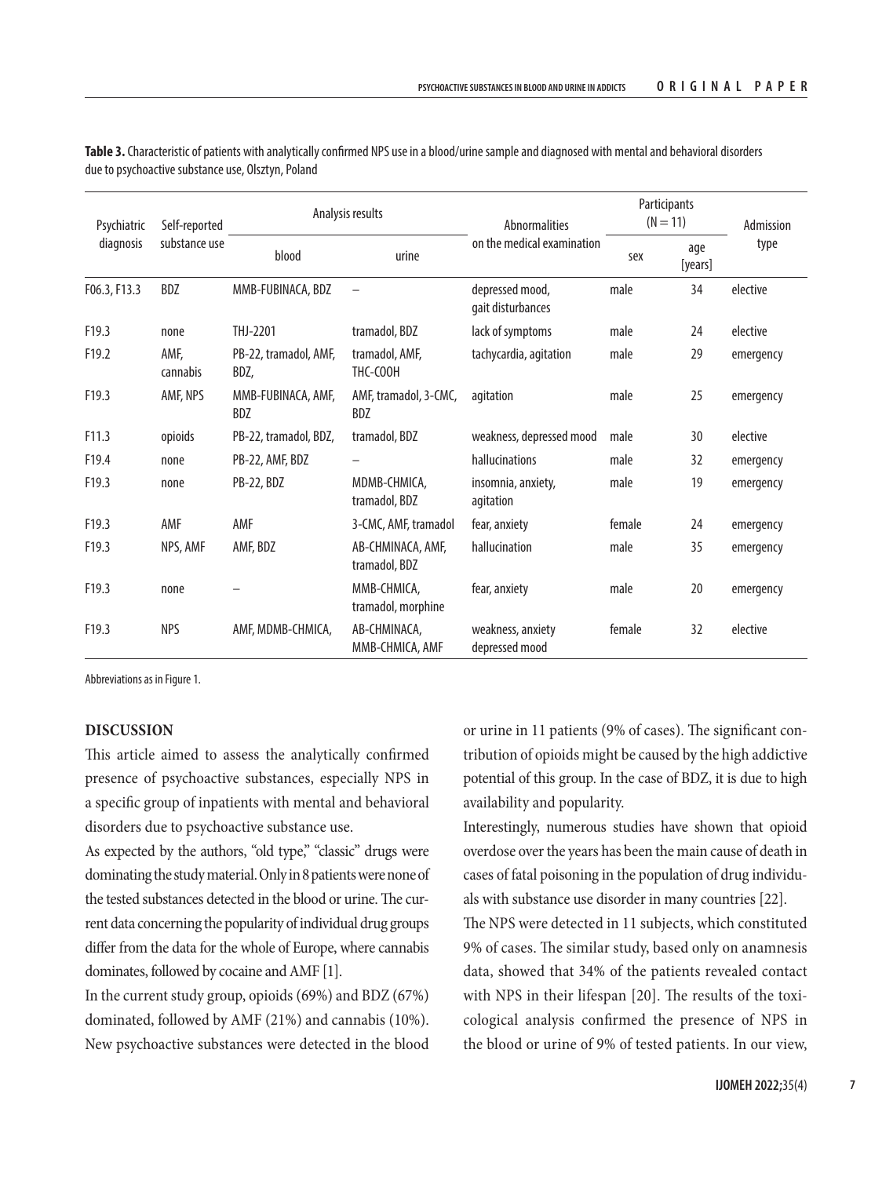**Table 3.** Characteristic of patients with analytically confirmed NPS use in a blood/urine sample and diagnosed with mental and behavioral disorders due to psychoactive substance use, Olsztyn, Poland

| Psychiatric diagnosis | Self-reported substance use | Analysis results | | Abnormalities on the medical examination | Participants (N = 11) | | Admission type |
|---|---|---|---|---|---|---|---|
| | | blood | urine | | sex | age [years] | |
| F06.3, F13.3 | BDZ | MMB-FUBINACA, BDZ | – | depressed mood, gait disturbances | male | 34 | elective |
| F19.3 | none | THJ-2201 | tramadol, BDZ | lack of symptoms | male | 24 | elective |
| F19.2 | AMF, cannabis | PB-22, tramadol, AMF, BDZ, | tramadol, AMF, THC-COOH | tachycardia, agitation | male | 29 | emergency |
| F19.3 | AMF, NPS | MMB-FUBINACA, AMF, BDZ | AMF, tramadol, 3-CMC, BDZ | agitation | male | 25 | emergency |
| F11.3 | opioids | PB-22, tramadol, BDZ, | tramadol, BDZ | weakness, depressed mood | male | 30 | elective |
| F19.4 | none | PB-22, AMF, BDZ | – | hallucinations | male | 32 | emergency |
| F19.3 | none | PB-22, BDZ | MDMB-CHMICA, tramadol, BDZ | insomnia, anxiety, agitation | male | 19 | emergency |
| F19.3 | AMF | AMF | 3-CMC, AMF, tramadol | fear, anxiety | female | 24 | emergency |
| F19.3 | NPS, AMF | AMF, BDZ | AB-CHMINACA, AMF, tramadol, BDZ | hallucination | male | 35 | emergency |
| F19.3 | none | – | MMB-CHMICA, tramadol, morphine | fear, anxiety | male | 20 | emergency |
| F19.3 | NPS | AMF, MDMB-CHMICA, | AB-CHMINACA, MMB-CHMICA, AMF | weakness, anxiety depressed mood | female | 32 | elective |

Abbreviations as in Figure 1.

## DISCUSSION

This article aimed to assess the analytically confirmed presence of psychoactive substances, especially NPS in a specific group of inpatients with mental and behavioral disorders due to psychoactive substance use.

As expected by the authors, "old type," "classic" drugs were dominating the study material. Only in 8 patients were none of the tested substances detected in the blood or urine. The current data concerning the popularity of individual drug groups differ from the data for the whole of Europe, where cannabis dominates, followed by cocaine and AMF [1].

In the current study group, opioids (69%) and BDZ (67%) dominated, followed by AMF (21%) and cannabis (10%). New psychoactive substances were detected in the blood or urine in 11 patients (9% of cases). The significant contribution of opioids might be caused by the high addictive potential of this group. In the case of BDZ, it is due to high availability and popularity.

Interestingly, numerous studies have shown that opioid overdose over the years has been the main cause of death in cases of fatal poisoning in the population of drug individuals with substance use disorder in many countries [22].

The NPS were detected in 11 subjects, which constituted 9% of cases. The similar study, based only on anamnesis data, showed that 34% of the patients revealed contact with NPS in their lifespan [20]. The results of the toxicological analysis confirmed the presence of NPS in the blood or urine of 9% of tested patients. In our view,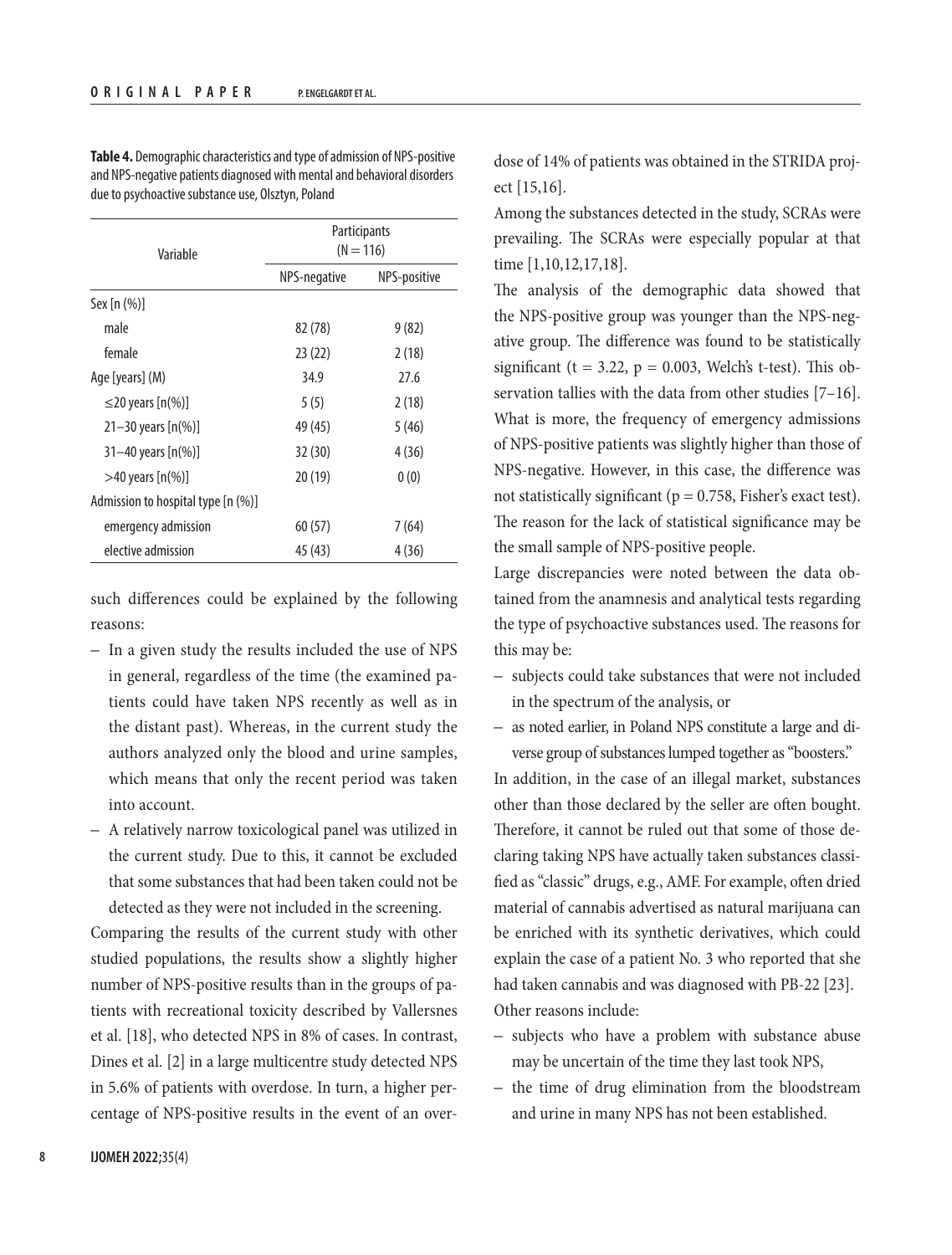**Table 4.** Demographic characteristics and type of admission of NPS-positive and NPS-negative patients diagnosed with mental and behavioral disorders due to psychoactive substance use, Olsztyn, Poland

| Variable | Participants (N = 116) | |
|---|---|---|
| | NPS-negative | NPS-positive |
| Sex [n (%)] | | |
| male | 82 (78) | 9 (82) |
| female | 23 (22) | 2 (18) |
| Age [years] (M) | 34.9 | 27.6 |
| ≤20 years [n(%)] | 5 (5) | 2 (18) |
| 21–30 years [n(%)] | 49 (45) | 5 (46) |
| 31–40 years [n(%)] | 32 (30) | 4 (36) |
| >40 years [n(%)] | 20 (19) | 0 (0) |
| Admission to hospital type [n (%)] | | |
| emergency admission | 60 (57) | 7 (64) |
| elective admission | 45 (43) | 4 (36) |

such differences could be explained by the following reasons:

– In a given study the results included the use of NPS in general, regardless of the time (the examined patients could have taken NPS recently as well as in the distant past). Whereas, in the current study the authors analyzed only the blood and urine samples, which means that only the recent period was taken into account.

– A relatively narrow toxicological panel was utilized in the current study. Due to this, it cannot be excluded that some substances that had been taken could not be detected as they were not included in the screening.

Comparing the results of the current study with other studied populations, the results show a slightly higher number of NPS-positive results than in the groups of patients with recreational toxicity described by Vallersnes et al. [18], who detected NPS in 8% of cases. In contrast, Dines et al. [2] in a large multicentre study detected NPS in 5.6% of patients with overdose. In turn, a higher percentage of NPS-positive results in the event of an overdose of 14% of patients was obtained in the STRIDA project [15,16].

Among the substances detected in the study, SCRAs were prevailing. The SCRAs were especially popular at that time [1,10,12,17,18].

The analysis of the demographic data showed that the NPS-positive group was younger than the NPS-negative group. The difference was found to be statistically significant ($t = 3.22$, $p = 0.003$, Welch's t-test). This observation tallies with the data from other studies [7–16]. What is more, the frequency of emergency admissions of NPS-positive patients was slightly higher than those of NPS-negative. However, in this case, the difference was not statistically significant ($p = 0.758$, Fisher's exact test). The reason for the lack of statistical significance may be the small sample of NPS-positive people.

Large discrepancies were noted between the data obtained from the anamnesis and analytical tests regarding the type of psychoactive substances used. The reasons for this may be:

– subjects could take substances that were not included in the spectrum of the analysis, or

– as noted earlier, in Poland NPS constitute a large and diverse group of substances lumped together as "boosters."

In addition, in the case of an illegal market, substances other than those declared by the seller are often bought. Therefore, it cannot be ruled out that some of those declaring taking NPS have actually taken substances classified as "classic" drugs, e.g., AMF. For example, often dried material of cannabis advertised as natural marijuana can be enriched with its synthetic derivatives, which could explain the case of a patient No. 3 who reported that she had taken cannabis and was diagnosed with PB-22 [23]. Other reasons include:

– subjects who have a problem with substance abuse may be uncertain of the time they last took NPS,

– the time of drug elimination from the bloodstream and urine in many NPS has not been established.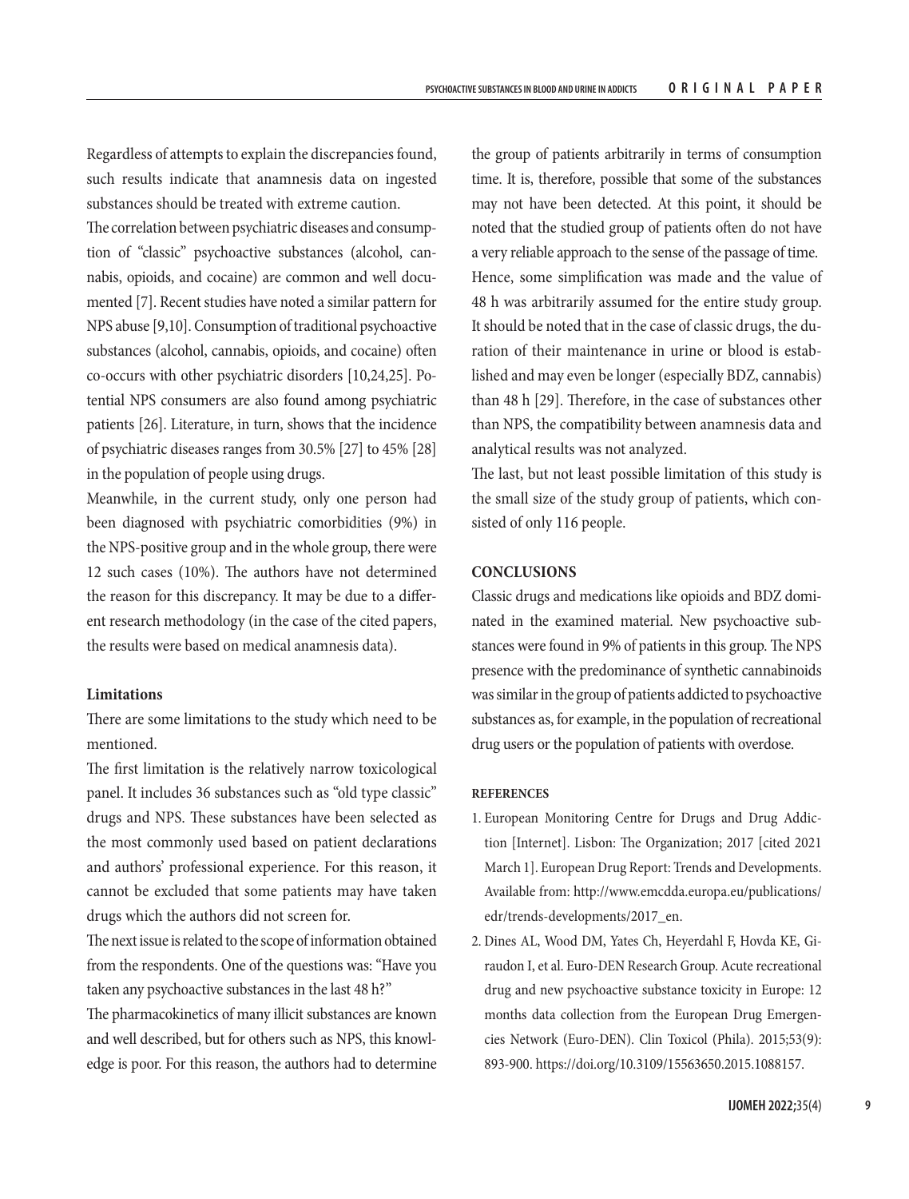Regardless of attempts to explain the discrepancies found, such results indicate that anamnesis data on ingested substances should be treated with extreme caution.

The correlation between psychiatric diseases and consumption of "classic" psychoactive substances (alcohol, cannabis, opioids, and cocaine) are common and well documented [7]. Recent studies have noted a similar pattern for NPS abuse [9,10]. Consumption of traditional psychoactive substances (alcohol, cannabis, opioids, and cocaine) often co-occurs with other psychiatric disorders [10,24,25]. Potential NPS consumers are also found among psychiatric patients [26]. Literature, in turn, shows that the incidence of psychiatric diseases ranges from 30.5% [27] to 45% [28] in the population of people using drugs.

Meanwhile, in the current study, only one person had been diagnosed with psychiatric comorbidities (9%) in the NPS-positive group and in the whole group, there were 12 such cases (10%). The authors have not determined the reason for this discrepancy. It may be due to a different research methodology (in the case of the cited papers, the results were based on medical anamnesis data).

### Limitations

There are some limitations to the study which need to be mentioned.

The first limitation is the relatively narrow toxicological panel. It includes 36 substances such as "old type classic" drugs and NPS. These substances have been selected as the most commonly used based on patient declarations and authors' professional experience. For this reason, it cannot be excluded that some patients may have taken drugs which the authors did not screen for.

The next issue is related to the scope of information obtained from the respondents. One of the questions was: "Have you taken any psychoactive substances in the last 48 h?"

The pharmacokinetics of many illicit substances are known and well described, but for others such as NPS, this knowledge is poor. For this reason, the authors had to determine the group of patients arbitrarily in terms of consumption time. It is, therefore, possible that some of the substances may not have been detected. At this point, it should be noted that the studied group of patients often do not have a very reliable approach to the sense of the passage of time. Hence, some simplification was made and the value of 48 h was arbitrarily assumed for the entire study group. It should be noted that in the case of classic drugs, the duration of their maintenance in urine or blood is established and may even be longer (especially BDZ, cannabis) than 48 h [29]. Therefore, in the case of substances other than NPS, the compatibility between anamnesis data and analytical results was not analyzed.

The last, but not least possible limitation of this study is the small size of the study group of patients, which consisted of only 116 people.

## CONCLUSIONS

Classic drugs and medications like opioids and BDZ dominated in the examined material. New psychoactive substances were found in 9% of patients in this group. The NPS presence with the predominance of synthetic cannabinoids was similar in the group of patients addicted to psychoactive substances as, for example, in the population of recreational drug users or the population of patients with overdose.

## REFERENCES

1. European Monitoring Centre for Drugs and Drug Addiction [Internet]. Lisbon: The Organization; 2017 [cited 2021 March 1]. European Drug Report: Trends and Developments. Available from: http://www.emcdda.europa.eu/publications/edr/trends-developments/2017_en.
2. Dines AL, Wood DM, Yates Ch, Heyerdahl F, Hovda KE, Giraudon I, et al. Euro-DEN Research Group. Acute recreational drug and new psychoactive substance toxicity in Europe: 12 months data collection from the European Drug Emergencies Network (Euro-DEN). Clin Toxicol (Phila). 2015;53(9):893-900. https://doi.org/10.3109/15563650.2015.1088157.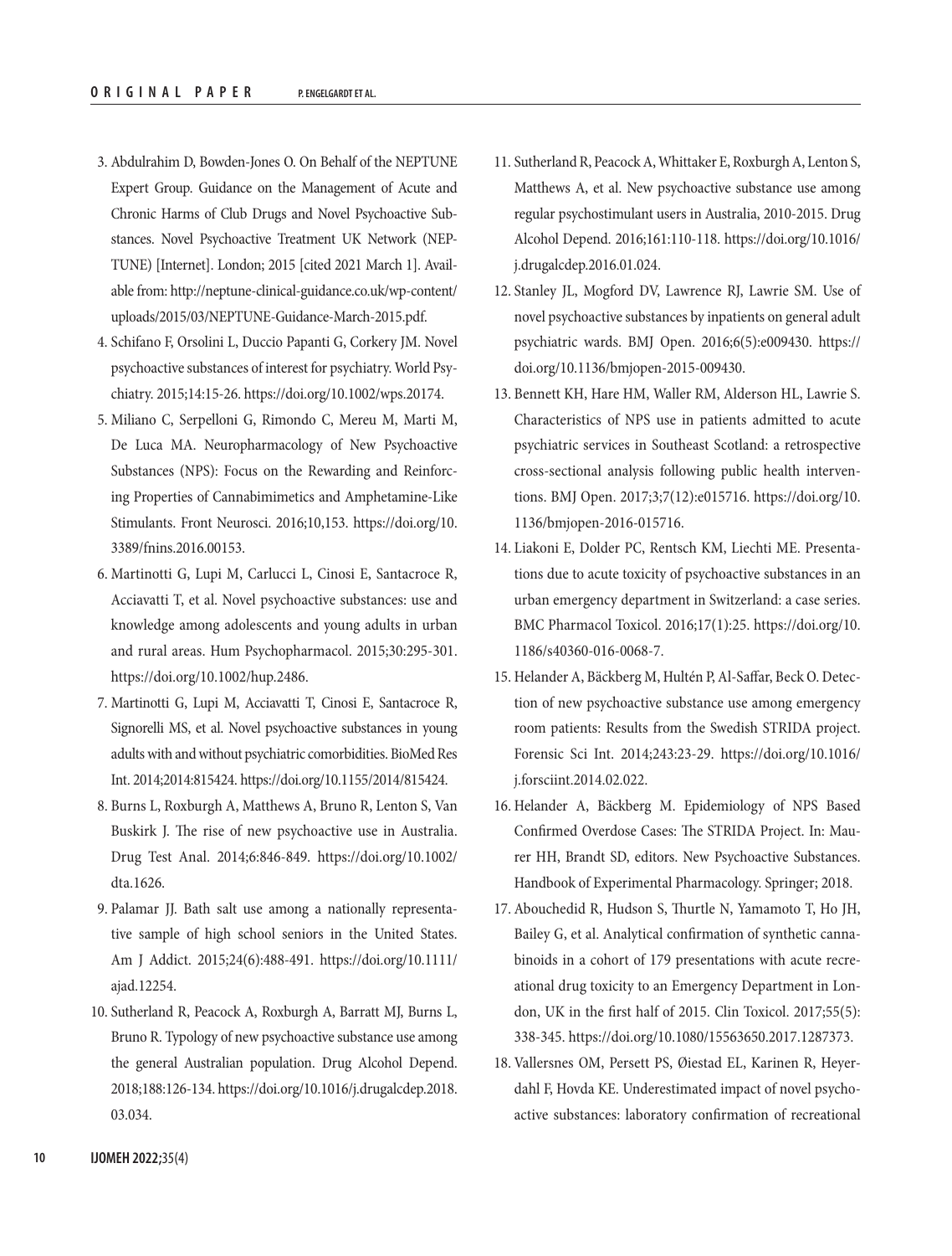3. Abdulrahim D, Bowden-Jones O. On Behalf of the NEPTUNE Expert Group. Guidance on the Management of Acute and Chronic Harms of Club Drugs and Novel Psychoactive Substances. Novel Psychoactive Treatment UK Network (NEPTUNE) [Internet]. London; 2015 [cited 2021 March 1]. Available from: http://neptune-clinical-guidance.co.uk/wp-content/uploads/2015/03/NEPTUNE-Guidance-March-2015.pdf.
4. Schifano F, Orsolini L, Duccio Papanti G, Corkery JM. Novel psychoactive substances of interest for psychiatry. World Psychiatry. 2015;14:15-26. https://doi.org/10.1002/wps.20174.
5. Miliano C, Serpelloni G, Rimondo C, Mereu M, Marti M, De Luca MA. Neuropharmacology of New Psychoactive Substances (NPS): Focus on the Rewarding and Reinforcing Properties of Cannabimimetics and Amphetamine-Like Stimulants. Front Neurosci. 2016;10,153. https://doi.org/10.3389/fnins.2016.00153.
6. Martinotti G, Lupi M, Carlucci L, Cinosi E, Santacroce R, Acciavatti T, et al. Novel psychoactive substances: use and knowledge among adolescents and young adults in urban and rural areas. Hum Psychopharmacol. 2015;30:295-301. https://doi.org/10.1002/hup.2486.
7. Martinotti G, Lupi M, Acciavatti T, Cinosi E, Santacroce R, Signorelli MS, et al. Novel psychoactive substances in young adults with and without psychiatric comorbidities. BioMed Res Int. 2014;2014:815424. https://doi.org/10.1155/2014/815424.
8. Burns L, Roxburgh A, Matthews A, Bruno R, Lenton S, Van Buskirk J. The rise of new psychoactive use in Australia. Drug Test Anal. 2014;6:846-849. https://doi.org/10.1002/dta.1626.
9. Palamar JJ. Bath salt use among a nationally representative sample of high school seniors in the United States. Am J Addict. 2015;24(6):488-491. https://doi.org/10.1111/ajad.12254.
10. Sutherland R, Peacock A, Roxburgh A, Barratt MJ, Burns L, Bruno R. Typology of new psychoactive substance use among the general Australian population. Drug Alcohol Depend. 2018;188:126-134. https://doi.org/10.1016/j.drugalcdep.2018.03.034.
11. Sutherland R, Peacock A, Whittaker E, Roxburgh A, Lenton S, Matthews A, et al. New psychoactive substance use among regular psychostimulant users in Australia, 2010-2015. Drug Alcohol Depend. 2016;161:110-118. https://doi.org/10.1016/j.drugalcdep.2016.01.024.
12. Stanley JL, Mogford DV, Lawrence RJ, Lawrie SM. Use of novel psychoactive substances by inpatients on general adult psychiatric wards. BMJ Open. 2016;6(5):e009430. https://doi.org/10.1136/bmjopen-2015-009430.
13. Bennett KH, Hare HM, Waller RM, Alderson HL, Lawrie S. Characteristics of NPS use in patients admitted to acute psychiatric services in Southeast Scotland: a retrospective cross-sectional analysis following public health interventions. BMJ Open. 2017;3;7(12):e015716. https://doi.org/10.1136/bmjopen-2016-015716.
14. Liakoni E, Dolder PC, Rentsch KM, Liechti ME. Presentations due to acute toxicity of psychoactive substances in an urban emergency department in Switzerland: a case series. BMC Pharmacol Toxicol. 2016;17(1):25. https://doi.org/10.1186/s40360-016-0068-7.
15. Helander A, Bäckberg M, Hultén P, Al-Saffar, Beck O. Detection of new psychoactive substance use among emergency room patients: Results from the Swedish STRIDA project. Forensic Sci Int. 2014;243:23-29. https://doi.org/10.1016/j.forsciint.2014.02.022.
16. Helander A, Bäckberg M. Epidemiology of NPS Based Confirmed Overdose Cases: The STRIDA Project. In: Maurer HH, Brandt SD, editors. New Psychoactive Substances. Handbook of Experimental Pharmacology. Springer; 2018.
17. Abouchedid R, Hudson S, Thurtle N, Yamamoto T, Ho JH, Bailey G, et al. Analytical confirmation of synthetic cannabinoids in a cohort of 179 presentations with acute recreational drug toxicity to an Emergency Department in London, UK in the first half of 2015. Clin Toxicol. 2017;55(5):338-345. https://doi.org/10.1080/15563650.2017.1287373.
18. Vallersnes OM, Persett PS, Øiestad EL, Karinen R, Heyerdahl F, Hovda KE. Underestimated impact of novel psychoactive substances: laboratory confirmation of recreational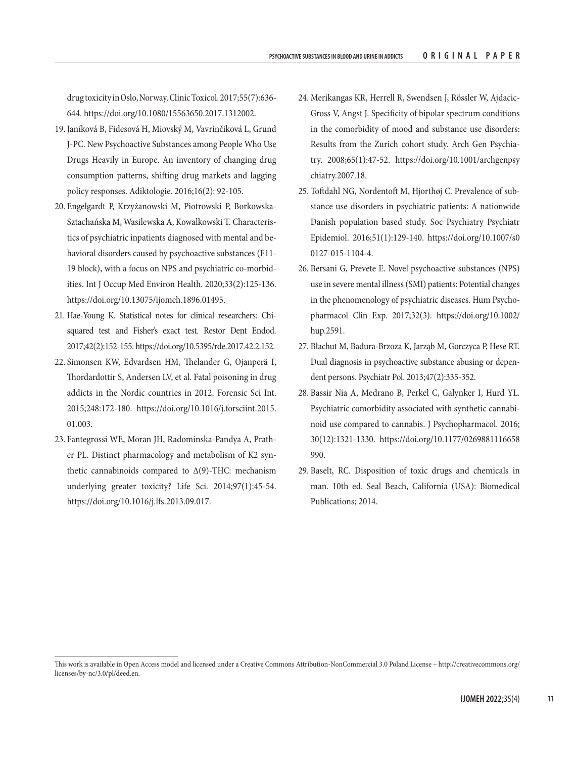drug toxicity in Oslo, Norway. Clinic Toxicol. 2017;55(7):636-644. https://doi.org/10.1080/15563650.2017.1312002.

19. Janíková B, Fidesová H, Miovský M, Vavrinčiková L, Grund J-PC. New Psychoactive Substances among People Who Use Drugs Heavily in Europe. An inventory of changing drug consumption patterns, shifting drug markets and lagging policy responses. Adiktologie. 2016;16(2): 92-105.
20. Engelgardt P, Krzyżanowski M, Piotrowski P, Borkowska-Sztachańska M, Wasilewska A, Kowalkowski T. Characteristics of psychiatric inpatients diagnosed with mental and behavioral disorders caused by psychoactive substances (F11-19 block), with a focus on NPS and psychiatric co-morbidities. Int J Occup Med Environ Health. 2020;33(2):125-136. https://doi.org/10.13075/ijomeh.1896.01495.
21. Hae-Young K. Statistical notes for clinical researchers: Chi-squared test and Fisher's exact test. Restor Dent Endod. 2017;42(2):152-155. https://doi.org/10.5395/rde.2017.42.2.152.
22. Simonsen KW, Edvardsen HM, Thelander G, Ojanperä I, Thordardottir S, Andersen LV, et al. Fatal poisoning in drug addicts in the Nordic countries in 2012. Forensic Sci Int. 2015;248:172-180. https://doi.org/10.1016/j.forsciint.2015.01.003.
23. Fantegrossi WE, Moran JH, Radominska-Pandya A, Prather PL. Distinct pharmacology and metabolism of K2 synthetic cannabinoids compared to Δ(9)-THC: mechanism underlying greater toxicity? Life Sci. 2014;97(1):45-54. https://doi.org/10.1016/j.lfs.2013.09.017.
24. Merikangas KR, Herrell R, Swendsen J, Rössler W, Ajdacic-Gross V, Angst J. Specificity of bipolar spectrum conditions in the comorbidity of mood and substance use disorders: Results from the Zurich cohort study. Arch Gen Psychiatry. 2008;65(1):47-52. https://doi.org/10.1001/archgenpsychiatry.2007.18.
25. Toftdahl NG, Nordentoft M, Hjorthøj C. Prevalence of substance use disorders in psychiatric patients: A nationwide Danish population based study. Soc Psychiatry Psychiatr Epidemiol. 2016;51(1):129-140. https://doi.org/10.1007/s00127-015-1104-4.
26. Bersani G, Prevete E. Novel psychoactive substances (NPS) use in severe mental illness (SMI) patients: Potential changes in the phenomenology of psychiatric diseases. Hum Psychopharmacol Clin Exp. 2017;32(3). https://doi.org/10.1002/hup.2591.
27. Błachut M, Badura-Brzoza K, Jarząb M, Gorczyca P, Hese RT. Dual diagnosis in psychoactive substance abusing or dependent persons. Psychiatr Pol. 2013;47(2):335-352.
28. Bassir Nia A, Medrano B, Perkel C, Galynker I, Hurd YL. Psychiatric comorbidity associated with synthetic cannabinoid use compared to cannabis. J Psychopharmacol. 2016;30(12):1321-1330. https://doi.org/10.1177/0269881116658990.
29. Baselt, RC. Disposition of toxic drugs and chemicals in man. 10th ed. Seal Beach, California (USA): Biomedical Publications; 2014.

This work is available in Open Access model and licensed under a Creative Commons Attribution-NonCommercial 3.0 Poland License – http://creativecommons.org/licenses/by-nc/3.0/pl/deed.en.